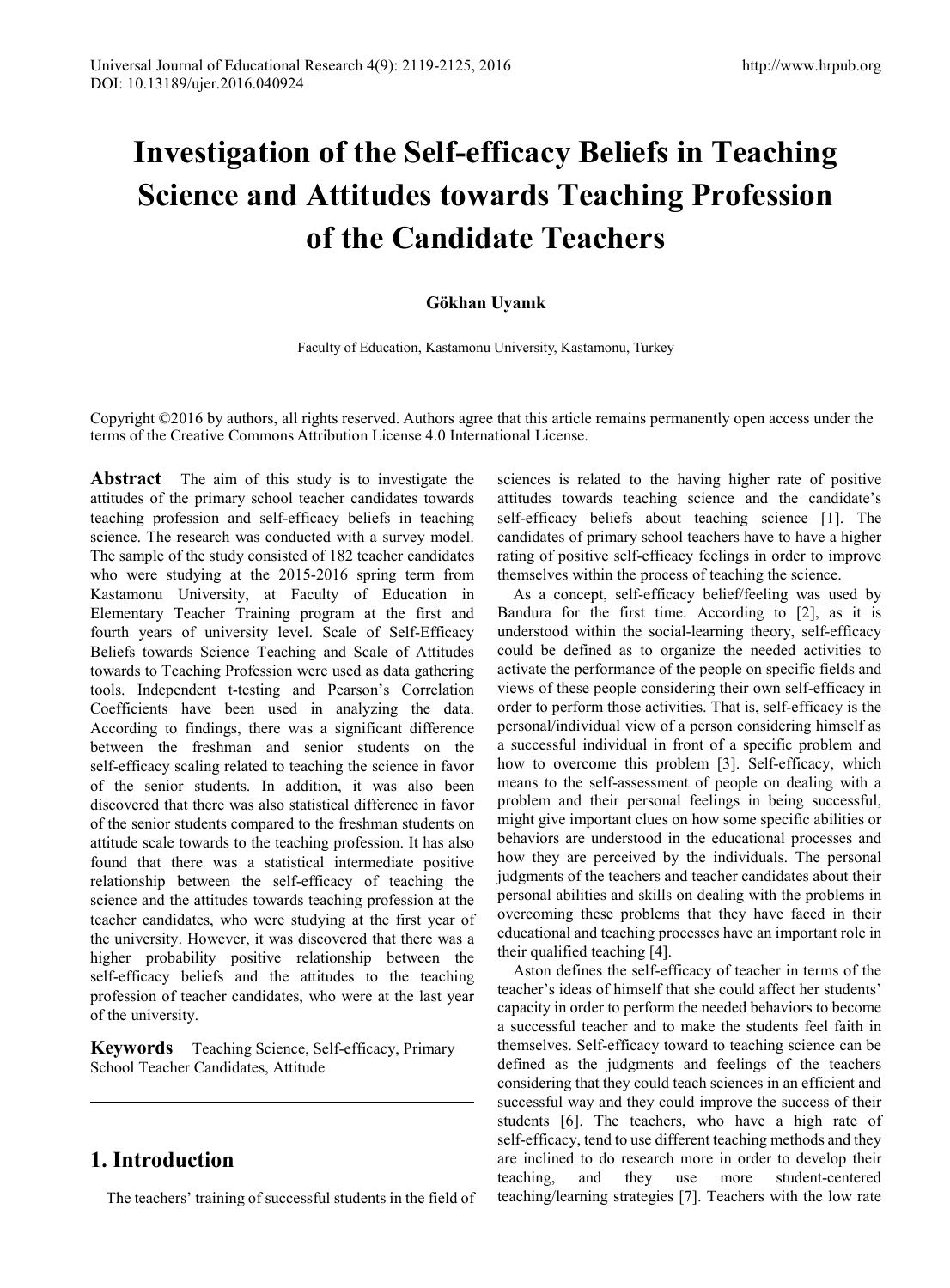# Investigation of the Self-efficacy Beliefs in Teaching Science and Attitudes towards Teaching Profession of the Candidate Teachers

**Gökhan Uyanık**

Faculty of Education, Kastamonu University, Kastamonu, Turkey

Copyright ©2016 by authors, all rights reserved. Authors agree that this article remains permanently open access under the terms of the Creative Commons Attribution License 4.0 International License.

**Abstract** The aim of this study is to investigate the attitudes of the primary school teacher candidates towards teaching profession and self-efficacy beliefs in teaching science. The research was conducted with a survey model. The sample of the study consisted of 182 teacher candidates who were studying at the 2015-2016 spring term from Kastamonu University, at Faculty of Education in Elementary Teacher Training program at the first and fourth years of university level. Scale of Self-Efficacy Beliefs towards Science Teaching and Scale of Attitudes towards to Teaching Profession were used as data gathering tools. Independent t-testing and Pearson's Correlation Coefficients have been used in analyzing the data. According to findings, there was a significant difference between the freshman and senior students on the self-efficacy scaling related to teaching the science in favor of the senior students. In addition, it was also been discovered that there was also statistical difference in favor of the senior students compared to the freshman students on attitude scale towards to the teaching profession. It has also found that there was a statistical intermediate positive relationship between the self-efficacy of teaching the science and the attitudes towards teaching profession at the teacher candidates, who were studying at the first year of the university. However, it was discovered that there was a higher probability positive relationship between the self-efficacy beliefs and the attitudes to the teaching profession of teacher candidates, who were at the last year of the university.

**Keywords** Teaching Science, Self-efficacy, Primary School Teacher Candidates, Attitude

## 1. Introduction

The teachers' training of successful students in the field of sciences is related to the having higher rate of positive attitudes towards teaching science and the candidate's self-efficacy beliefs about teaching science [1]. The candidates of primary school teachers have to have a higher rating of positive self-efficacy feelings in order to improve themselves within the process of teaching the science.

As a concept, self-efficacy belief/feeling was used by Bandura for the first time. According to [2], as it is understood within the social-learning theory, self-efficacy could be defined as to organize the needed activities to activate the performance of the people on specific fields and views of these people considering their own self-efficacy in order to perform those activities. That is, self-efficacy is the personal/individual view of a person considering himself as a successful individual in front of a specific problem and how to overcome this problem [3]. Self-efficacy, which means to the self-assessment of people on dealing with a problem and their personal feelings in being successful, might give important clues on how some specific abilities or behaviors are understood in the educational processes and how they are perceived by the individuals. The personal judgments of the teachers and teacher candidates about their personal abilities and skills on dealing with the problems in overcoming these problems that they have faced in their educational and teaching processes have an important role in their qualified teaching [4].

Aston defines the self-efficacy of teacher in terms of the teacher's ideas of himself that she could affect her students' capacity in order to perform the needed behaviors to become a successful teacher and to make the students feel faith in themselves. Self-efficacy toward to teaching science can be defined as the judgments and feelings of the teachers considering that they could teach sciences in an efficient and successful way and they could improve the success of their students [6]. The teachers, who have a high rate of self-efficacy, tend to use different teaching methods and they are inclined to do research more in order to develop their teaching, and they use more student-centered teaching/learning strategies [7]. Teachers with the low rate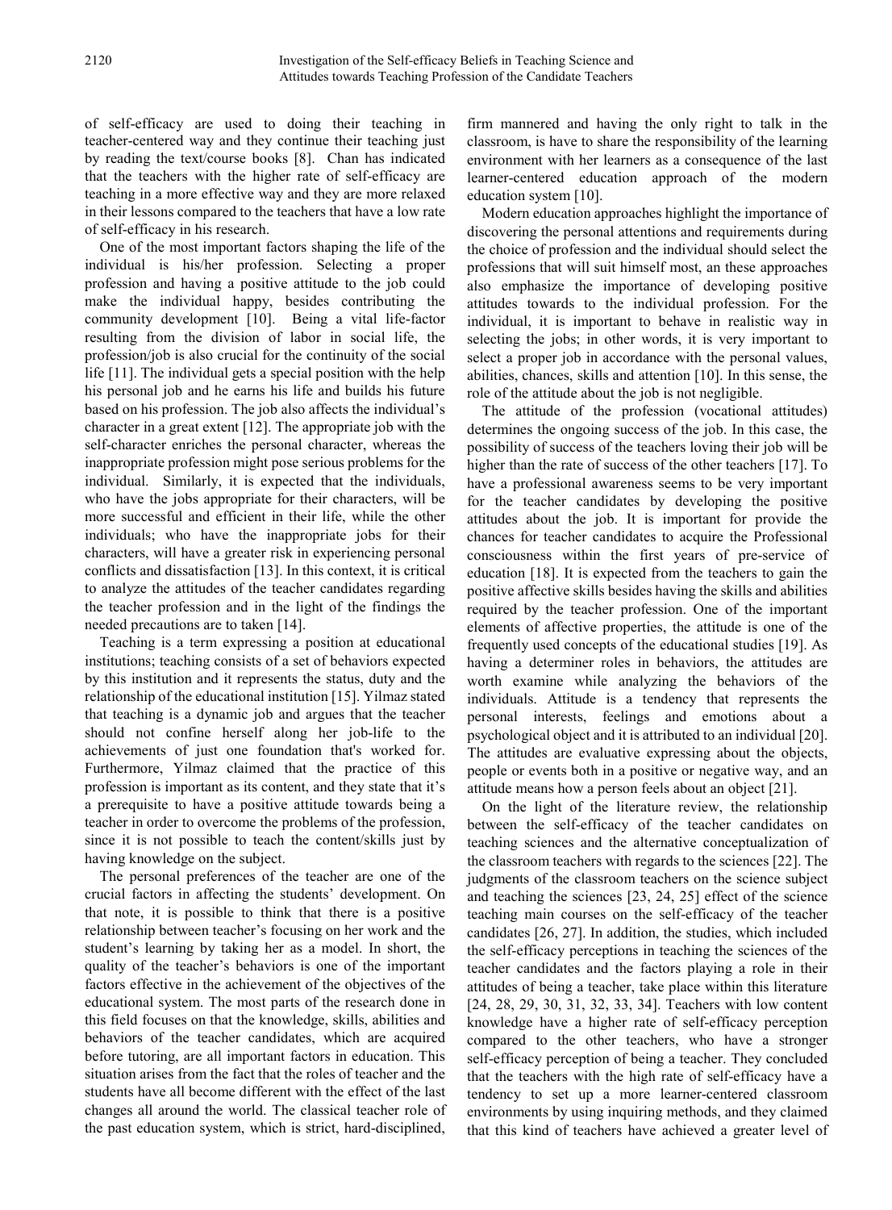of self-efficacy are used to doing their teaching in teacher-centered way and they continue their teaching just by reading the text/course books [8]. Chan has indicated that the teachers with the higher rate of self-efficacy are teaching in a more effective way and they are more relaxed in their lessons compared to the teachers that have a low rate of self-efficacy in his research.

One of the most important factors shaping the life of the individual is his/her profession. Selecting a proper profession and having a positive attitude to the job could make the individual happy, besides contributing the community development [10]. Being a vital life-factor resulting from the division of labor in social life, the profession/job is also crucial for the continuity of the social life [11]. The individual gets a special position with the help his personal job and he earns his life and builds his future based on his profession. The job also affects the individual's character in a great extent [12]. The appropriate job with the self-character enriches the personal character, whereas the inappropriate profession might pose serious problems for the individual. Similarly, it is expected that the individuals, who have the jobs appropriate for their characters, will be more successful and efficient in their life, while the other individuals; who have the inappropriate jobs for their characters, will have a greater risk in experiencing personal conflicts and dissatisfaction [13]. In this context, it is critical to analyze the attitudes of the teacher candidates regarding the teacher profession and in the light of the findings the needed precautions are to taken [14].

Teaching is a term expressing a position at educational institutions; teaching consists of a set of behaviors expected by this institution and it represents the status, duty and the relationship of the educational institution [15]. Yilmaz stated that teaching is a dynamic job and argues that the teacher should not confine herself along her job-life to the achievements of just one foundation that's worked for. Furthermore, Yilmaz claimed that the practice of this profession is important as its content, and they state that it's a prerequisite to have a positive attitude towards being a teacher in order to overcome the problems of the profession, since it is not possible to teach the content/skills just by having knowledge on the subject.

The personal preferences of the teacher are one of the crucial factors in affecting the students' development. On that note, it is possible to think that there is a positive relationship between teacher's focusing on her work and the student's learning by taking her as a model. In short, the quality of the teacher's behaviors is one of the important factors effective in the achievement of the objectives of the educational system. The most parts of the research done in this field focuses on that the knowledge, skills, abilities and behaviors of the teacher candidates, which are acquired before tutoring, are all important factors in education. This situation arises from the fact that the roles of teacher and the students have all become different with the effect of the last changes all around the world. The classical teacher role of the past education system, which is strict, hard-disciplined, firm mannered and having the only right to talk in the classroom, is have to share the responsibility of the learning environment with her learners as a consequence of the last learner-centered education approach of the modern education system [10].

Modern education approaches highlight the importance of discovering the personal attentions and requirements during the choice of profession and the individual should select the professions that will suit himself most, an these approaches also emphasize the importance of developing positive attitudes towards to the individual profession. For the individual, it is important to behave in realistic way in selecting the jobs; in other words, it is very important to select a proper job in accordance with the personal values, abilities, chances, skills and attention [10]. In this sense, the role of the attitude about the job is not negligible.

The attitude of the profession (vocational attitudes) determines the ongoing success of the job. In this case, the possibility of success of the teachers loving their job will be higher than the rate of success of the other teachers [17]. To have a professional awareness seems to be very important for the teacher candidates by developing the positive attitudes about the job. It is important for provide the chances for teacher candidates to acquire the Professional consciousness within the first years of pre-service of education [18]. It is expected from the teachers to gain the positive affective skills besides having the skills and abilities required by the teacher profession. One of the important elements of affective properties, the attitude is one of the frequently used concepts of the educational studies [19]. As having a determiner roles in behaviors, the attitudes are worth examine while analyzing the behaviors of the individuals. Attitude is a tendency that represents the personal interests, feelings and emotions about a psychological object and it is attributed to an individual [20]. The attitudes are evaluative expressing about the objects, people or events both in a positive or negative way, and an attitude means how a person feels about an object [21].

On the light of the literature review, the relationship between the self-efficacy of the teacher candidates on teaching sciences and the alternative conceptualization of the classroom teachers with regards to the sciences [22]. The judgments of the classroom teachers on the science subject and teaching the sciences [23, 24, 25] effect of the science teaching main courses on the self-efficacy of the teacher candidates [26, 27]. In addition, the studies, which included the self-efficacy perceptions in teaching the sciences of the teacher candidates and the factors playing a role in their attitudes of being a teacher, take place within this literature [24, 28, 29, 30, 31, 32, 33, 34]. Teachers with low content knowledge have a higher rate of self-efficacy perception compared to the other teachers, who have a stronger self-efficacy perception of being a teacher. They concluded that the teachers with the high rate of self-efficacy have a tendency to set up a more learner-centered classroom environments by using inquiring methods, and they claimed that this kind of teachers have achieved a greater level of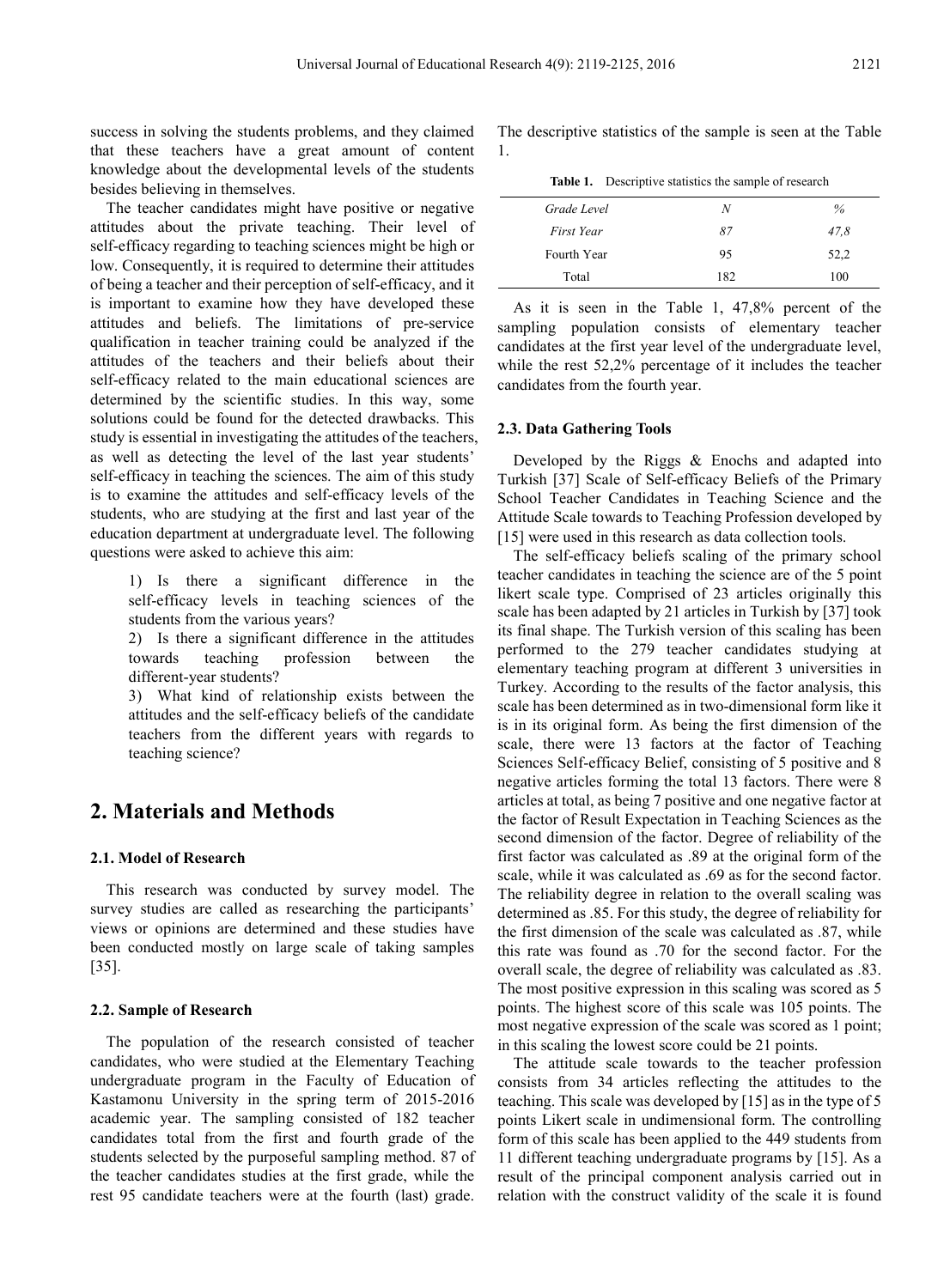success in solving the students problems, and they claimed that these teachers have a great amount of content knowledge about the developmental levels of the students besides believing in themselves.

The teacher candidates might have positive or negative attitudes about the private teaching. Their level of self-efficacy regarding to teaching sciences might be high or low. Consequently, it is required to determine their attitudes of being a teacher and their perception of self-efficacy, and it is important to examine how they have developed these attitudes and beliefs. The limitations of pre-service qualification in teacher training could be analyzed if the attitudes of the teachers and their beliefs about their self-efficacy related to the main educational sciences are determined by the scientific studies. In this way, some solutions could be found for the detected drawbacks. This study is essential in investigating the attitudes of the teachers, as well as detecting the level of the last year students' self-efficacy in teaching the sciences. The aim of this study is to examine the attitudes and self-efficacy levels of the students, who are studying at the first and last year of the education department at undergraduate level. The following questions were asked to achieve this aim:

1) Is there a significant difference in the self-efficacy levels in teaching sciences of the students from the various years?
2) Is there a significant difference in the attitudes towards teaching profession between the different-year students?
3) What kind of relationship exists between the attitudes and the self-efficacy beliefs of the candidate teachers from the different years with regards to teaching science?

# 2. Materials and Methods

### 2.1. Model of Research

This research was conducted by survey model. The survey studies are called as researching the participants' views or opinions are determined and these studies have been conducted mostly on large scale of taking samples [35].

### 2.2. Sample of Research

The population of the research consisted of teacher candidates, who were studied at the Elementary Teaching undergraduate program in the Faculty of Education of Kastamonu University in the spring term of 2015-2016 academic year. The sampling consisted of 182 teacher candidates total from the first and fourth grade of the students selected by the purposeful sampling method. 87 of the teacher candidates studies at the first grade, while the rest 95 candidate teachers were at the fourth (last) grade. The descriptive statistics of the sample is seen at the Table 1.

**Table 1.** Descriptive statistics the sample of research

| *Grade Level* | *N* | *%* |
|---|---|---|
| *First Year* | *87* | *47,8* |
| Fourth Year | 95 | 52,2 |
| Total | 182 | 100 |

As it is seen in the Table 1, 47,8% percent of the sampling population consists of elementary teacher candidates at the first year level of the undergraduate level, while the rest 52,2% percentage of it includes the teacher candidates from the fourth year.

### 2.3. Data Gathering Tools

Developed by the Riggs & Enochs and adapted into Turkish [37] Scale of Self-efficacy Beliefs of the Primary School Teacher Candidates in Teaching Science and the Attitude Scale towards to Teaching Profession developed by [15] were used in this research as data collection tools.

The self-efficacy beliefs scaling of the primary school teacher candidates in teaching the science are of the 5 point likert scale type. Comprised of 23 articles originally this scale has been adapted by 21 articles in Turkish by [37] took its final shape. The Turkish version of this scaling has been performed to the 279 teacher candidates studying at elementary teaching program at different 3 universities in Turkey. According to the results of the factor analysis, this scale has been determined as in two-dimensional form like it is in its original form. As being the first dimension of the scale, there were 13 factors at the factor of Teaching Sciences Self-efficacy Belief, consisting of 5 positive and 8 negative articles forming the total 13 factors. There were 8 articles at total, as being 7 positive and one negative factor at the factor of Result Expectation in Teaching Sciences as the second dimension of the factor. Degree of reliability of the first factor was calculated as .89 at the original form of the scale, while it was calculated as .69 as for the second factor. The reliability degree in relation to the overall scaling was determined as .85. For this study, the degree of reliability for the first dimension of the scale was calculated as .87, while this rate was found as .70 for the second factor. For the overall scale, the degree of reliability was calculated as .83. The most positive expression in this scaling was scored as 5 points. The highest score of this scale was 105 points. The most negative expression of the scale was scored as 1 point; in this scaling the lowest score could be 21 points.

The attitude scale towards to the teacher profession consists from 34 articles reflecting the attitudes to the teaching. This scale was developed by [15] as in the type of 5 points Likert scale in undimensional form. The controlling form of this scale has been applied to the 449 students from 11 different teaching undergraduate programs by [15]. As a result of the principal component analysis carried out in relation with the construct validity of the scale it is found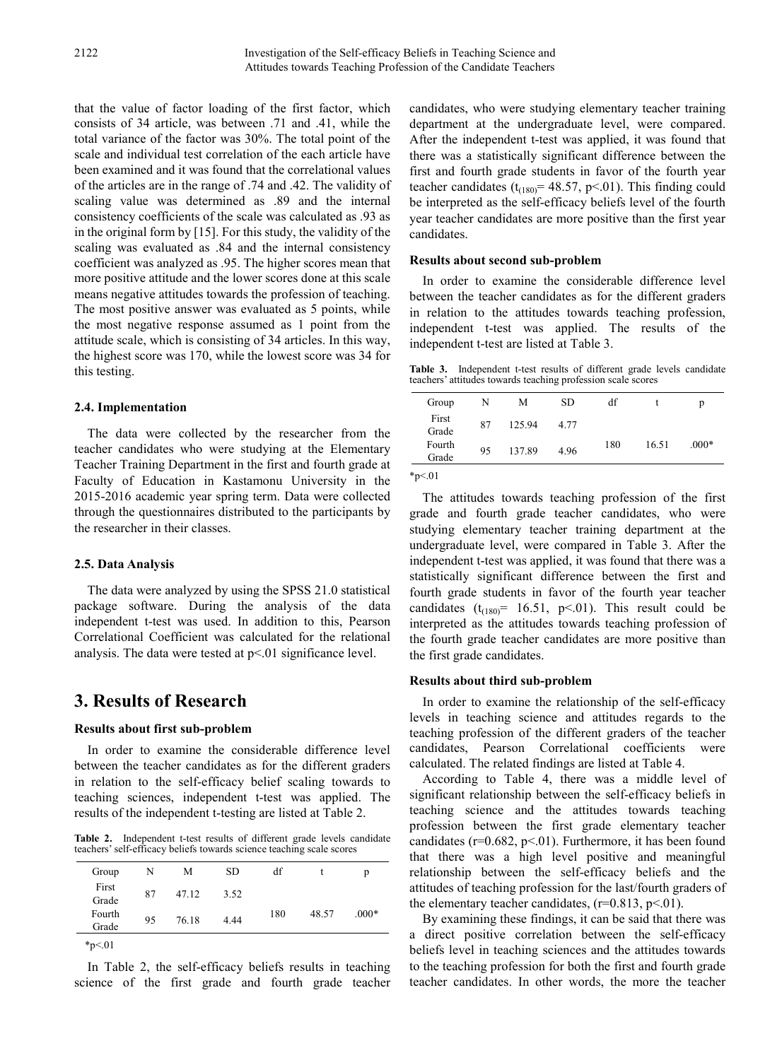that the value of factor loading of the first factor, which consists of 34 article, was between .71 and .41, while the total variance of the factor was 30%. The total point of the scale and individual test correlation of the each article have been examined and it was found that the correlational values of the articles are in the range of .74 and .42. The validity of scaling value was determined as .89 and the internal consistency coefficients of the scale was calculated as .93 as in the original form by [15]. For this study, the validity of the scaling was evaluated as .84 and the internal consistency coefficient was analyzed as .95. The higher scores mean that more positive attitude and the lower scores done at this scale means negative attitudes towards the profession of teaching. The most positive answer was evaluated as 5 points, while the most negative response assumed as 1 point from the attitude scale, which is consisting of 34 articles. In this way, the highest score was 170, while the lowest score was 34 for this testing.

### 2.4. Implementation

The data were collected by the researcher from the teacher candidates who were studying at the Elementary Teacher Training Department in the first and fourth grade at Faculty of Education in Kastamonu University in the 2015-2016 academic year spring term. Data were collected through the questionnaires distributed to the participants by the researcher in their classes.

### 2.5. Data Analysis

The data were analyzed by using the SPSS 21.0 statistical package software. During the analysis of the data independent t-test was used. In addition to this, Pearson Correlational Coefficient was calculated for the relational analysis. The data were tested at $p<.01$ significance level.

## 3. Results of Research

**Results about first sub-problem**

In order to examine the considerable difference level between the teacher candidates as for the different graders in relation to the self-efficacy belief scaling towards to teaching sciences, independent t-test was applied. The results of the independent t-testing are listed at Table 2.

**Table 2.** Independent t-test results of different grade levels candidate teachers' self-efficacy beliefs towards science teaching scale scores

| Group | N | M | SD | df | t | p |
|---|---|---|---|---|---|---|
| First Grade | 87 | 47.12 | 3.52 | 180 | 48.57 | .000* |
| Fourth Grade | 95 | 76.18 | 4.44 | | | |

*p<.01

In Table 2, the self-efficacy beliefs results in teaching science of the first grade and fourth grade teacher candidates, who were studying elementary teacher training department at the undergraduate level, were compared. After the independent t-test was applied, it was found that there was a statistically significant difference between the first and fourth grade students in favor of the fourth year teacher candidates ($t_{(180)}= 48.57$, $p<.01$). This finding could be interpreted as the self-efficacy beliefs level of the fourth year teacher candidates are more positive than the first year candidates.

**Results about second sub-problem**

In order to examine the considerable difference level between the teacher candidates as for the different graders in relation to the attitudes towards teaching profession, independent t-test was applied. The results of the independent t-test are listed at Table 3.

**Table 3.** Independent t-test results of different grade levels candidate teachers' attitudes towards teaching profession scale scores

| Group | N | M | SD | df | t | p |
|---|---|---|---|---|---|---|
| First Grade | 87 | 125.94 | 4.77 | 180 | 16.51 | .000* |
| Fourth Grade | 95 | 137.89 | 4.96 | | | |

*p<.01

The attitudes towards teaching profession of the first grade and fourth grade teacher candidates, who were studying elementary teacher training department at the undergraduate level, were compared in Table 3. After the independent t-test was applied, it was found that there was a statistically significant difference between the first and fourth grade students in favor of the fourth year teacher candidates ($t_{(180)}= 16.51$, $p<.01$). This result could be interpreted as the attitudes towards teaching profession of the fourth grade teacher candidates are more positive than the first grade candidates.

**Results about third sub-problem**

In order to examine the relationship of the self-efficacy levels in teaching science and attitudes regards to the teaching profession of the different graders of the teacher candidates, Pearson Correlational coefficients were calculated. The related findings are listed at Table 4.

According to Table 4, there was a middle level of significant relationship between the self-efficacy beliefs in teaching science and the attitudes towards teaching profession between the first grade elementary teacher candidates ($r=0.682$, $p<.01$). Furthermore, it has been found that there was a high level positive and meaningful relationship between the self-efficacy beliefs and the attitudes of teaching profession for the last/fourth graders of the elementary teacher candidates, ($r=0.813$, $p<.01$).

By examining these findings, it can be said that there was a direct positive correlation between the self-efficacy beliefs level in teaching sciences and the attitudes towards to the teaching profession for both the first and fourth grade teacher candidates. In other words, the more the teacher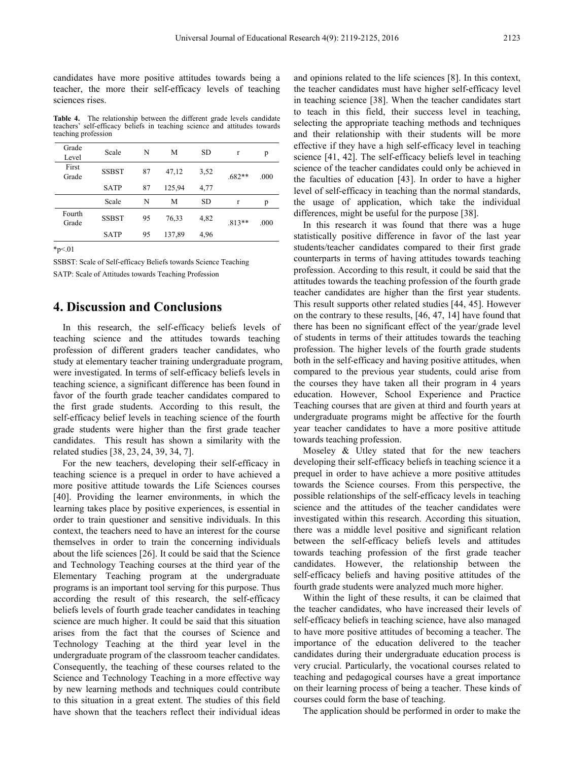candidates have more positive attitudes towards being a teacher, the more their self-efficacy levels of teaching sciences rises.

**Table 4.** The relationship between the different grade levels candidate teachers' self-efficacy beliefs in teaching science and attitudes towards teaching profession

| Grade Level | Scale | N | M | SD | r | p |
|---|---|---|---|---|---|---|
| First Grade | SSBST | 87 | 47,12 | 3,52 | .682** | .000 |
| | SATP | 87 | 125,94 | 4,77 | | |
| | Scale | N | M | SD | r | p |
| Fourth Grade | SSBST | 95 | 76,33 | 4,82 | .813** | .000 |
| | SATP | 95 | 137,89 | 4,96 | | |

*p<.01

SSBST: Scale of Self-efficacy Beliefs towards Science Teaching

SATP: Scale of Attitudes towards Teaching Profession

## 4. Discussion and Conclusions

In this research, the self-efficacy beliefs levels of teaching science and the attitudes towards teaching profession of different graders teacher candidates, who study at elementary teacher training undergraduate program, were investigated. In terms of self-efficacy beliefs levels in teaching science, a significant difference has been found in favor of the fourth grade teacher candidates compared to the first grade students. According to this result, the self-efficacy belief levels in teaching science of the fourth grade students were higher than the first grade teacher candidates. This result has shown a similarity with the related studies [38, 23, 24, 39, 34, 7].

For the new teachers, developing their self-efficacy in teaching science is a prequel in order to have achieved a more positive attitude towards the Life Sciences courses [40]. Providing the learner environments, in which the learning takes place by positive experiences, is essential in order to train questioner and sensitive individuals. In this context, the teachers need to have an interest for the course themselves in order to train the concerning individuals about the life sciences [26]. It could be said that the Science and Technology Teaching courses at the third year of the Elementary Teaching program at the undergraduate programs is an important tool serving for this purpose. Thus according the result of this research, the self-efficacy beliefs levels of fourth grade teacher candidates in teaching science are much higher. It could be said that this situation arises from the fact that the courses of Science and Technology Teaching at the third year level in the undergraduate program of the classroom teacher candidates. Consequently, the teaching of these courses related to the Science and Technology Teaching in a more effective way by new learning methods and techniques could contribute to this situation in a great extent. The studies of this field have shown that the teachers reflect their individual ideas and opinions related to the life sciences [8]. In this context, the teacher candidates must have higher self-efficacy level in teaching science [38]. When the teacher candidates start to teach in this field, their success level in teaching, selecting the appropriate teaching methods and techniques and their relationship with their students will be more effective if they have a high self-efficacy level in teaching science [41, 42]. The self-efficacy beliefs level in teaching science of the teacher candidates could only be achieved in the faculties of education [43]. In order to have a higher level of self-efficacy in teaching than the normal standards, the usage of application, which take the individual differences, might be useful for the purpose [38].

In this research it was found that there was a huge statistically positive difference in favor of the last year students/teacher candidates compared to their first grade counterparts in terms of having attitudes towards teaching profession. According to this result, it could be said that the attitudes towards the teaching profession of the fourth grade teacher candidates are higher than the first year students. This result supports other related studies [44, 45]. However on the contrary to these results, [46, 47, 14] have found that there has been no significant effect of the year/grade level of students in terms of their attitudes towards the teaching profession. The higher levels of the fourth grade students both in the self-efficacy and having positive attitudes, when compared to the previous year students, could arise from the courses they have taken all their program in 4 years education. However, School Experience and Practice Teaching courses that are given at third and fourth years at undergraduate programs might be affective for the fourth year teacher candidates to have a more positive attitude towards teaching profession.

Moseley & Utley stated that for the new teachers developing their self-efficacy beliefs in teaching science it a prequel in order to have achieve a more positive attitudes towards the Science courses. From this perspective, the possible relationships of the self-efficacy levels in teaching science and the attitudes of the teacher candidates were investigated within this research. According this situation, there was a middle level positive and significant relation between the self-efficacy beliefs levels and attitudes towards teaching profession of the first grade teacher candidates. However, the relationship between the self-efficacy beliefs and having positive attitudes of the fourth grade students were analyzed much more higher.

Within the light of these results, it can be claimed that the teacher candidates, who have increased their levels of self-efficacy beliefs in teaching science, have also managed to have more positive attitudes of becoming a teacher. The importance of the education delivered to the teacher candidates during their undergraduate education process is very crucial. Particularly, the vocational courses related to teaching and pedagogical courses have a great importance on their learning process of being a teacher. These kinds of courses could form the base of teaching.

The application should be performed in order to make the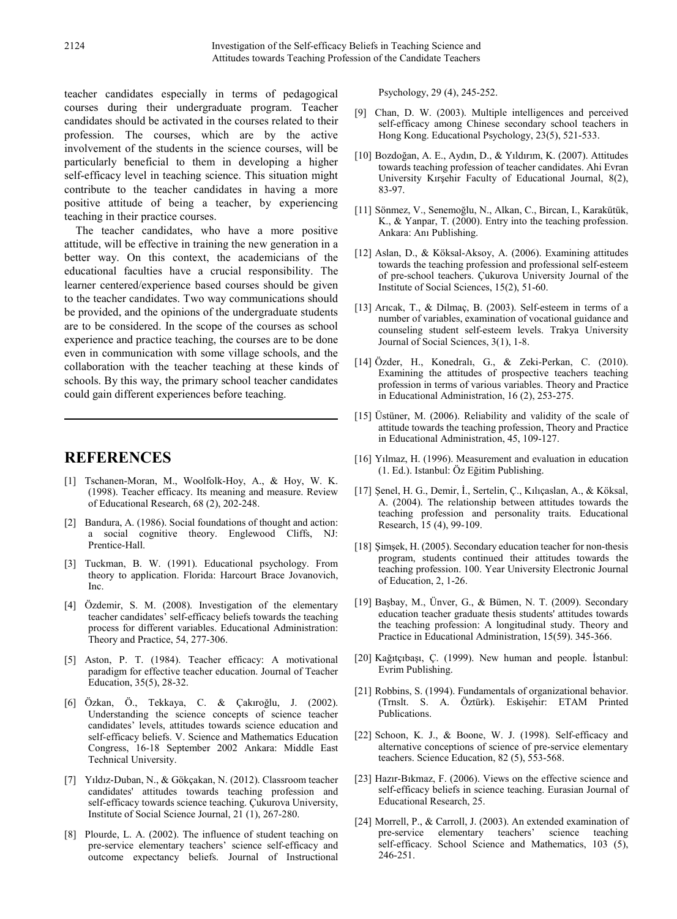teacher candidates especially in terms of pedagogical courses during their undergraduate program. Teacher candidates should be activated in the courses related to their profession. The courses, which are by the active involvement of the students in the science courses, will be particularly beneficial to them in developing a higher self-efficacy level in teaching science. This situation might contribute to the teacher candidates in having a more positive attitude of being a teacher, by experiencing teaching in their practice courses.

The teacher candidates, who have a more positive attitude, will be effective in training the new generation in a better way. On this context, the academicians of the educational faculties have a crucial responsibility. The learner centered/experience based courses should be given to the teacher candidates. Two way communications should be provided, and the opinions of the undergraduate students are to be considered. In the scope of the courses as school experience and practice teaching, the courses are to be done even in communication with some village schools, and the collaboration with the teacher teaching at these kinds of schools. By this way, the primary school teacher candidates could gain different experiences before teaching.

## REFERENCES

[1] Tschanen-Moran, M., Woolfolk-Hoy, A., & Hoy, W. K. (1998). Teacher efficacy. Its meaning and measure. Review of Educational Research, 68 (2), 202-248.

[2] Bandura, A. (1986). Social foundations of thought and action: a social cognitive theory. Englewood Cliffs, NJ: Prentice-Hall.

[3] Tuckman, B. W. (1991). Educational psychology. From theory to application. Florida: Harcourt Brace Jovanovich, Inc.

[4] Özdemir, S. M. (2008). Investigation of the elementary teacher candidates' self-efficacy beliefs towards the teaching process for different variables. Educational Administration: Theory and Practice, 54, 277-306.

[5] Aston, P. T. (1984). Teacher efficacy: A motivational paradigm for effective teacher education. Journal of Teacher Education, 35(5), 28-32.

[6] Özkan, Ö., Tekkaya, C. & Çakıroğlu, J. (2002). Understanding the science concepts of science teacher candidates' levels, attitudes towards science education and self-efficacy beliefs. V. Science and Mathematics Education Congress, 16-18 September 2002 Ankara: Middle East Technical University.

[7] Yıldız-Duban, N., & Gökçakan, N. (2012). Classroom teacher candidates' attitudes towards teaching profession and self-efficacy towards science teaching. Çukurova University, Institute of Social Science Journal, 21 (1), 267-280.

[8] Plourde, L. A. (2002). The influence of student teaching on pre-service elementary teachers' science self-efficacy and outcome expectancy beliefs. Journal of Instructional Psychology, 29 (4), 245-252.

[9] Chan, D. W. (2003). Multiple intelligences and perceived self-efficacy among Chinese secondary school teachers in Hong Kong. Educational Psychology, 23(5), 521-533.

[10] Bozdoğan, A. E., Aydın, D., & Yıldırım, K. (2007). Attitudes towards teaching profession of teacher candidates. Ahi Evran University Kırşehir Faculty of Educational Journal, 8(2), 83-97.

[11] Sönmez, V., Senemoğlu, N., Alkan, C., Bircan, I., Karakütük, K., & Yanpar, T. (2000). Entry into the teaching profession. Ankara: Anı Publishing.

[12] Aslan, D., & Köksal-Aksoy, A. (2006). Examining attitudes towards the teaching profession and professional self-esteem of pre-school teachers. Çukurova University Journal of the Institute of Social Sciences, 15(2), 51-60.

[13] Arıcak, T., & Dilmaç, B. (2003). Self-esteem in terms of a number of variables, examination of vocational guidance and counseling student self-esteem levels. Trakya University Journal of Social Sciences, 3(1), 1-8.

[14] Özder, H., Konedralı, G., & Zeki-Perkan, C. (2010). Examining the attitudes of prospective teachers teaching profession in terms of various variables. Theory and Practice in Educational Administration, 16 (2), 253-275.

[15] Üstüner, M. (2006). Reliability and validity of the scale of attitude towards the teaching profession, Theory and Practice in Educational Administration, 45, 109-127.

[16] Yılmaz, H. (1996). Measurement and evaluation in education (1. Ed.). Istanbul: Öz Eğitim Publishing.

[17] Şenel, H. G., Demir, İ., Sertelin, Ç., Kılıçaslan, A., & Köksal, A. (2004). The relationship between attitudes towards the teaching profession and personality traits. Educational Research, 15 (4), 99-109.

[18] Şimşek, H. (2005). Secondary education teacher for non-thesis program, students continued their attitudes towards the teaching profession. 100. Year University Electronic Journal of Education, 2, 1-26.

[19] Başbay, M., Ünver, G., & Bümen, N. T. (2009). Secondary education teacher graduate thesis students' attitudes towards the teaching profession: A longitudinal study. Theory and Practice in Educational Administration, 15(59). 345-366.

[20] Kağıtçıbaşı, Ç. (1999). New human and people. İstanbul: Evrim Publishing.

[21] Robbins, S. (1994). Fundamentals of organizational behavior. (Trnslt. S. A. Öztürk). Eskişehir: ETAM Printed Publications.

[22] Schoon, K. J., & Boone, W. J. (1998). Self-efficacy and alternative conceptions of science of pre-service elementary teachers. Science Education, 82 (5), 553-568.

[23] Hazır-Bıkmaz, F. (2006). Views on the effective science and self-efficacy beliefs in science teaching. Eurasian Journal of Educational Research, 25.

[24] Morrell, P., & Carroll, J. (2003). An extended examination of pre-service elementary teachers' science teaching self-efficacy. School Science and Mathematics, 103 (5), 246-251.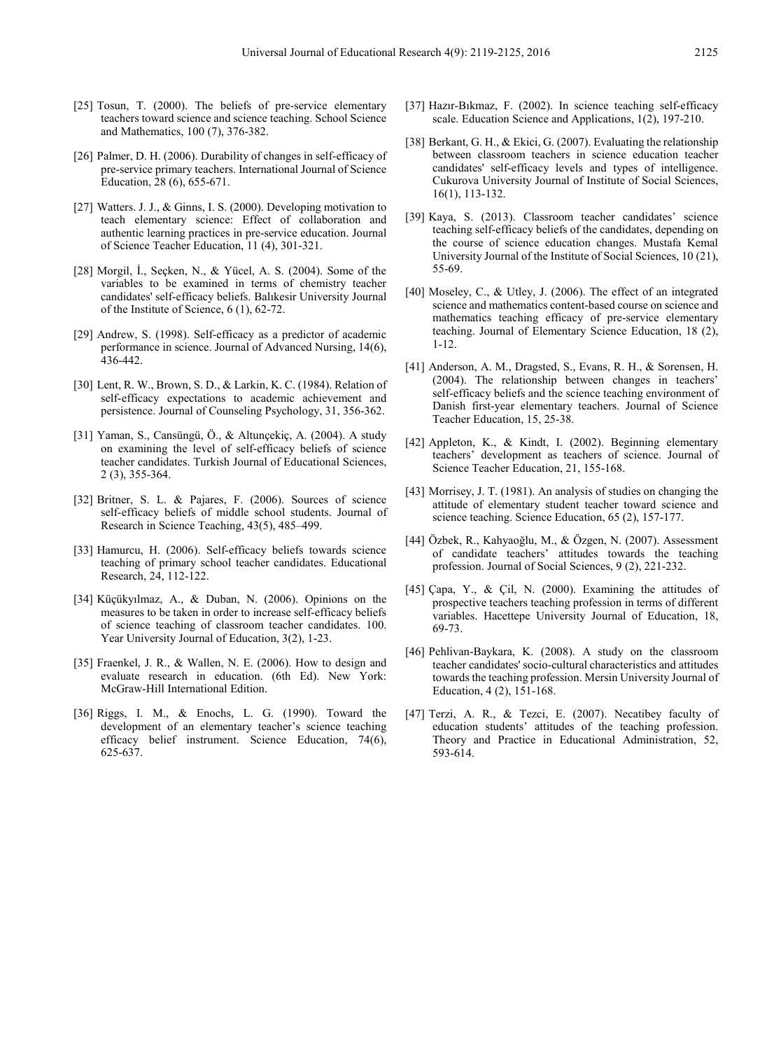[25] Tosun, T. (2000). The beliefs of pre-service elementary teachers toward science and science teaching. School Science and Mathematics, 100 (7), 376-382.

[26] Palmer, D. H. (2006). Durability of changes in self-efficacy of pre-service primary teachers. International Journal of Science Education, 28 (6), 655-671.

[27] Watters. J. J., & Ginns, I. S. (2000). Developing motivation to teach elementary science: Effect of collaboration and authentic learning practices in pre-service education. Journal of Science Teacher Education, 11 (4), 301-321.

[28] Morgil, İ., Seçken, N., & Yücel, A. S. (2004). Some of the variables to be examined in terms of chemistry teacher candidates' self-efficacy beliefs. Balıkesir University Journal of the Institute of Science, 6 (1), 62-72.

[29] Andrew, S. (1998). Self-efficacy as a predictor of academic performance in science. Journal of Advanced Nursing, 14(6), 436-442.

[30] Lent, R. W., Brown, S. D., & Larkin, K. C. (1984). Relation of self-efficacy expectations to academic achievement and persistence. Journal of Counseling Psychology, 31, 356-362.

[31] Yaman, S., Cansüngü, Ö., & Altunçekiç, A. (2004). A study on examining the level of self-efficacy beliefs of science teacher candidates. Turkish Journal of Educational Sciences, 2 (3), 355-364.

[32] Britner, S. L. & Pajares, F. (2006). Sources of science self-efficacy beliefs of middle school students. Journal of Research in Science Teaching, 43(5), 485–499.

[33] Hamurcu, H. (2006). Self-efficacy beliefs towards science teaching of primary school teacher candidates. Educational Research, 24, 112-122.

[34] Küçükyılmaz, A., & Duban, N. (2006). Opinions on the measures to be taken in order to increase self-efficacy beliefs of science teaching of classroom teacher candidates. 100. Year University Journal of Education, 3(2), 1-23.

[35] Fraenkel, J. R., & Wallen, N. E. (2006). How to design and evaluate research in education. (6th Ed). New York: McGraw-Hill International Edition.

[36] Riggs, I. M., & Enochs, L. G. (1990). Toward the development of an elementary teacher's science teaching efficacy belief instrument. Science Education, 74(6), 625-637.

[37] Hazır-Bıkmaz, F. (2002). In science teaching self-efficacy scale. Education Science and Applications, 1(2), 197-210.

[38] Berkant, G. H., & Ekici, G. (2007). Evaluating the relationship between classroom teachers in science education teacher candidates' self-efficacy levels and types of intelligence. Cukurova University Journal of Institute of Social Sciences, 16(1), 113-132.

[39] Kaya, S. (2013). Classroom teacher candidates' science teaching self-efficacy beliefs of the candidates, depending on the course of science education changes. Mustafa Kemal University Journal of the Institute of Social Sciences, 10 (21), 55-69.

[40] Moseley, C., & Utley, J. (2006). The effect of an integrated science and mathematics content-based course on science and mathematics teaching efficacy of pre-service elementary teaching. Journal of Elementary Science Education, 18 (2), 1-12.

[41] Anderson, A. M., Dragsted, S., Evans, R. H., & Sorensen, H. (2004). The relationship between changes in teachers' self-efficacy beliefs and the science teaching environment of Danish first-year elementary teachers. Journal of Science Teacher Education, 15, 25-38.

[42] Appleton, K., & Kindt, I. (2002). Beginning elementary teachers' development as teachers of science. Journal of Science Teacher Education, 21, 155-168.

[43] Morrisey, J. T. (1981). An analysis of studies on changing the attitude of elementary student teacher toward science and science teaching. Science Education, 65 (2), 157-177.

[44] Özbek, R., Kahyaoğlu, M., & Özgen, N. (2007). Assessment of candidate teachers' attitudes towards the teaching profession. Journal of Social Sciences, 9 (2), 221-232.

[45] Çapa, Y., & Çil, N. (2000). Examining the attitudes of prospective teachers teaching profession in terms of different variables. Hacettepe University Journal of Education, 18, 69-73.

[46] Pehlivan-Baykara, K. (2008). A study on the classroom teacher candidates' socio-cultural characteristics and attitudes towards the teaching profession. Mersin University Journal of Education, 4 (2), 151-168.

[47] Terzi, A. R., & Tezci, E. (2007). Necatibey faculty of education students' attitudes of the teaching profession. Theory and Practice in Educational Administration, 52, 593-614.